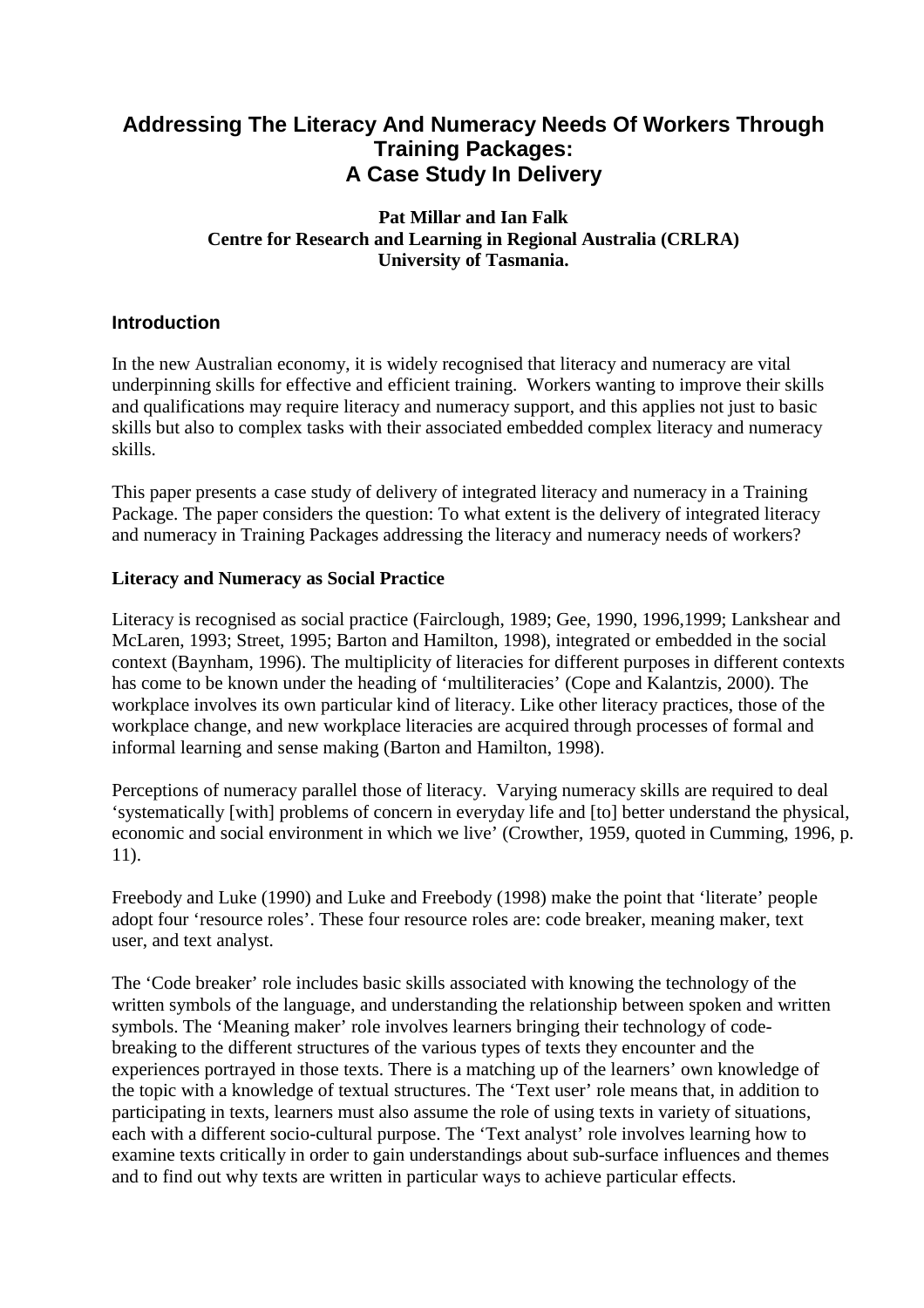# Addressing The Literacy And Numeracy Needs Of Workers Through Training Packages: A Case Study In Delivery

**Pat Millar and Ian Falk**
**Centre for Research and Learning in Regional Australia (CRLRA)**
**University of Tasmania.**

## Introduction

In the new Australian economy, it is widely recognised that literacy and numeracy are vital underpinning skills for effective and efficient training. Workers wanting to improve their skills and qualifications may require literacy and numeracy support, and this applies not just to basic skills but also to complex tasks with their associated embedded complex literacy and numeracy skills.

This paper presents a case study of delivery of integrated literacy and numeracy in a Training Package. The paper considers the question: To what extent is the delivery of integrated literacy and numeracy in Training Packages addressing the literacy and numeracy needs of workers?

### Literacy and Numeracy as Social Practice

Literacy is recognised as social practice (Fairclough, 1989; Gee, 1990, 1996,1999; Lankshear and McLaren, 1993; Street, 1995; Barton and Hamilton, 1998), integrated or embedded in the social context (Baynham, 1996). The multiplicity of literacies for different purposes in different contexts has come to be known under the heading of 'multiliteracies' (Cope and Kalantzis, 2000). The workplace involves its own particular kind of literacy. Like other literacy practices, those of the workplace change, and new workplace literacies are acquired through processes of formal and informal learning and sense making (Barton and Hamilton, 1998).

Perceptions of numeracy parallel those of literacy. Varying numeracy skills are required to deal 'systematically [with] problems of concern in everyday life and [to] better understand the physical, economic and social environment in which we live' (Crowther, 1959, quoted in Cumming, 1996, p. 11).

Freebody and Luke (1990) and Luke and Freebody (1998) make the point that 'literate' people adopt four 'resource roles'. These four resource roles are: code breaker, meaning maker, text user, and text analyst.

The 'Code breaker' role includes basic skills associated with knowing the technology of the written symbols of the language, and understanding the relationship between spoken and written symbols. The 'Meaning maker' role involves learners bringing their technology of code-breaking to the different structures of the various types of texts they encounter and the experiences portrayed in those texts. There is a matching up of the learners' own knowledge of the topic with a knowledge of textual structures. The 'Text user' role means that, in addition to participating in texts, learners must also assume the role of using texts in variety of situations, each with a different socio-cultural purpose. The 'Text analyst' role involves learning how to examine texts critically in order to gain understandings about sub-surface influences and themes and to find out why texts are written in particular ways to achieve particular effects.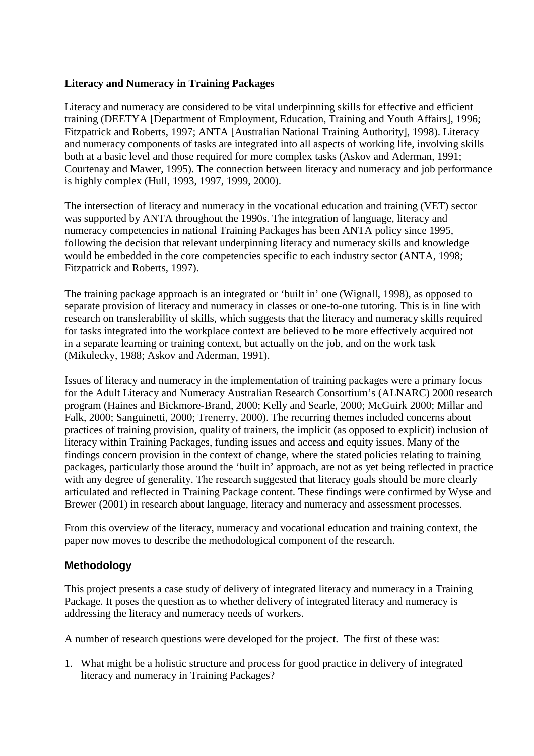**Literacy and Numeracy in Training Packages**

Literacy and numeracy are considered to be vital underpinning skills for effective and efficient training (DEETYA [Department of Employment, Education, Training and Youth Affairs], 1996; Fitzpatrick and Roberts, 1997; ANTA [Australian National Training Authority], 1998). Literacy and numeracy components of tasks are integrated into all aspects of working life, involving skills both at a basic level and those required for more complex tasks (Askov and Aderman, 1991; Courtenay and Mawer, 1995). The connection between literacy and numeracy and job performance is highly complex (Hull, 1993, 1997, 1999, 2000).

The intersection of literacy and numeracy in the vocational education and training (VET) sector was supported by ANTA throughout the 1990s. The integration of language, literacy and numeracy competencies in national Training Packages has been ANTA policy since 1995, following the decision that relevant underpinning literacy and numeracy skills and knowledge would be embedded in the core competencies specific to each industry sector (ANTA, 1998; Fitzpatrick and Roberts, 1997).

The training package approach is an integrated or 'built in' one (Wignall, 1998), as opposed to separate provision of literacy and numeracy in classes or one-to-one tutoring. This is in line with research on transferability of skills, which suggests that the literacy and numeracy skills required for tasks integrated into the workplace context are believed to be more effectively acquired not in a separate learning or training context, but actually on the job, and on the work task (Mikulecky, 1988; Askov and Aderman, 1991).

Issues of literacy and numeracy in the implementation of training packages were a primary focus for the Adult Literacy and Numeracy Australian Research Consortium's (ALNARC) 2000 research program (Haines and Bickmore-Brand, 2000; Kelly and Searle, 2000; McGuirk 2000; Millar and Falk, 2000; Sanguinetti, 2000; Trenerry, 2000). The recurring themes included concerns about practices of training provision, quality of trainers, the implicit (as opposed to explicit) inclusion of literacy within Training Packages, funding issues and access and equity issues. Many of the findings concern provision in the context of change, where the stated policies relating to training packages, particularly those around the 'built in' approach, are not as yet being reflected in practice with any degree of generality. The research suggested that literacy goals should be more clearly articulated and reflected in Training Package content. These findings were confirmed by Wyse and Brewer (2001) in research about language, literacy and numeracy and assessment processes.

From this overview of the literacy, numeracy and vocational education and training context, the paper now moves to describe the methodological component of the research.

## Methodology

This project presents a case study of delivery of integrated literacy and numeracy in a Training Package. It poses the question as to whether delivery of integrated literacy and numeracy is addressing the literacy and numeracy needs of workers.

A number of research questions were developed for the project. The first of these was:

1. What might be a holistic structure and process for good practice in delivery of integrated literacy and numeracy in Training Packages?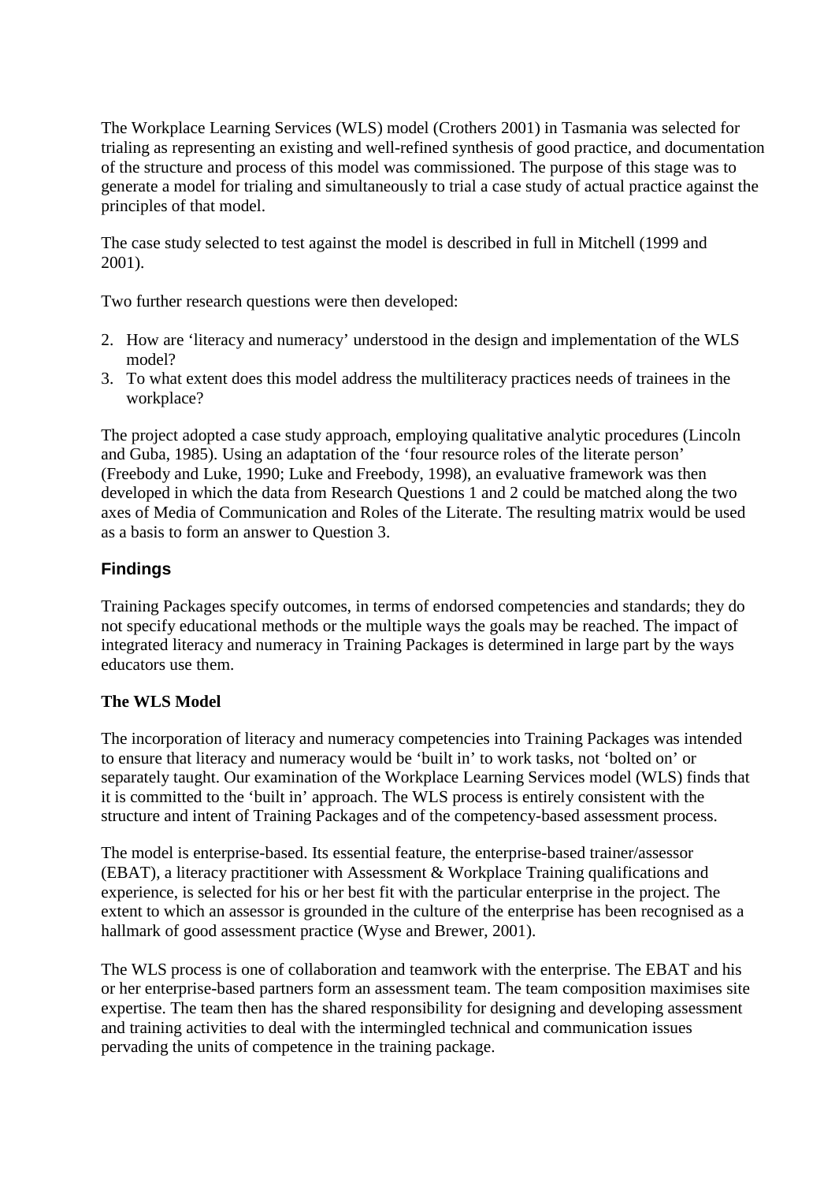The Workplace Learning Services (WLS) model (Crothers 2001) in Tasmania was selected for trialing as representing an existing and well-refined synthesis of good practice, and documentation of the structure and process of this model was commissioned. The purpose of this stage was to generate a model for trialing and simultaneously to trial a case study of actual practice against the principles of that model.

The case study selected to test against the model is described in full in Mitchell (1999 and 2001).

Two further research questions were then developed:

2. How are 'literacy and numeracy' understood in the design and implementation of the WLS model?
3. To what extent does this model address the multiliteracy practices needs of trainees in the workplace?

The project adopted a case study approach, employing qualitative analytic procedures (Lincoln and Guba, 1985). Using an adaptation of the 'four resource roles of the literate person' (Freebody and Luke, 1990; Luke and Freebody, 1998), an evaluative framework was then developed in which the data from Research Questions 1 and 2 could be matched along the two axes of Media of Communication and Roles of the Literate. The resulting matrix would be used as a basis to form an answer to Question 3.

## Findings

Training Packages specify outcomes, in terms of endorsed competencies and standards; they do not specify educational methods or the multiple ways the goals may be reached. The impact of integrated literacy and numeracy in Training Packages is determined in large part by the ways educators use them.

### The WLS Model

The incorporation of literacy and numeracy competencies into Training Packages was intended to ensure that literacy and numeracy would be 'built in' to work tasks, not 'bolted on' or separately taught. Our examination of the Workplace Learning Services model (WLS) finds that it is committed to the 'built in' approach. The WLS process is entirely consistent with the structure and intent of Training Packages and of the competency-based assessment process.

The model is enterprise-based. Its essential feature, the enterprise-based trainer/assessor (EBAT), a literacy practitioner with Assessment & Workplace Training qualifications and experience, is selected for his or her best fit with the particular enterprise in the project. The extent to which an assessor is grounded in the culture of the enterprise has been recognised as a hallmark of good assessment practice (Wyse and Brewer, 2001).

The WLS process is one of collaboration and teamwork with the enterprise. The EBAT and his or her enterprise-based partners form an assessment team. The team composition maximises site expertise. The team then has the shared responsibility for designing and developing assessment and training activities to deal with the intermingled technical and communication issues pervading the units of competence in the training package.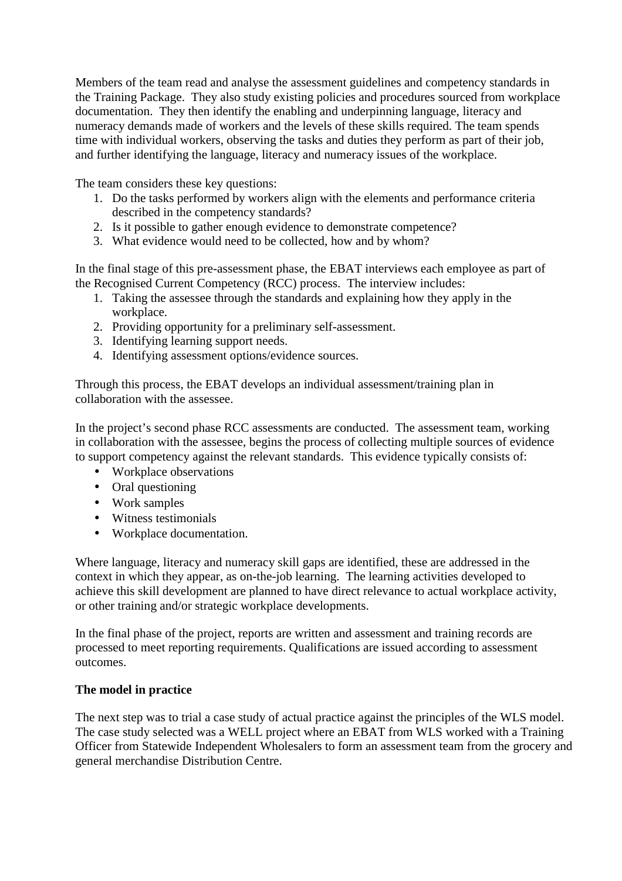Members of the team read and analyse the assessment guidelines and competency standards in the Training Package. They also study existing policies and procedures sourced from workplace documentation. They then identify the enabling and underpinning language, literacy and numeracy demands made of workers and the levels of these skills required. The team spends time with individual workers, observing the tasks and duties they perform as part of their job, and further identifying the language, literacy and numeracy issues of the workplace.

The team considers these key questions:

1. Do the tasks performed by workers align with the elements and performance criteria described in the competency standards?
2. Is it possible to gather enough evidence to demonstrate competence?
3. What evidence would need to be collected, how and by whom?

In the final stage of this pre-assessment phase, the EBAT interviews each employee as part of the Recognised Current Competency (RCC) process. The interview includes:

1. Taking the assessee through the standards and explaining how they apply in the workplace.
2. Providing opportunity for a preliminary self-assessment.
3. Identifying learning support needs.
4. Identifying assessment options/evidence sources.

Through this process, the EBAT develops an individual assessment/training plan in collaboration with the assessee.

In the project's second phase RCC assessments are conducted. The assessment team, working in collaboration with the assessee, begins the process of collecting multiple sources of evidence to support competency against the relevant standards. This evidence typically consists of:

- Workplace observations
- Oral questioning
- Work samples
- Witness testimonials
- Workplace documentation.

Where language, literacy and numeracy skill gaps are identified, these are addressed in the context in which they appear, as on-the-job learning. The learning activities developed to achieve this skill development are planned to have direct relevance to actual workplace activity, or other training and/or strategic workplace developments.

In the final phase of the project, reports are written and assessment and training records are processed to meet reporting requirements. Qualifications are issued according to assessment outcomes.

**The model in practice**

The next step was to trial a case study of actual practice against the principles of the WLS model. The case study selected was a WELL project where an EBAT from WLS worked with a Training Officer from Statewide Independent Wholesalers to form an assessment team from the grocery and general merchandise Distribution Centre.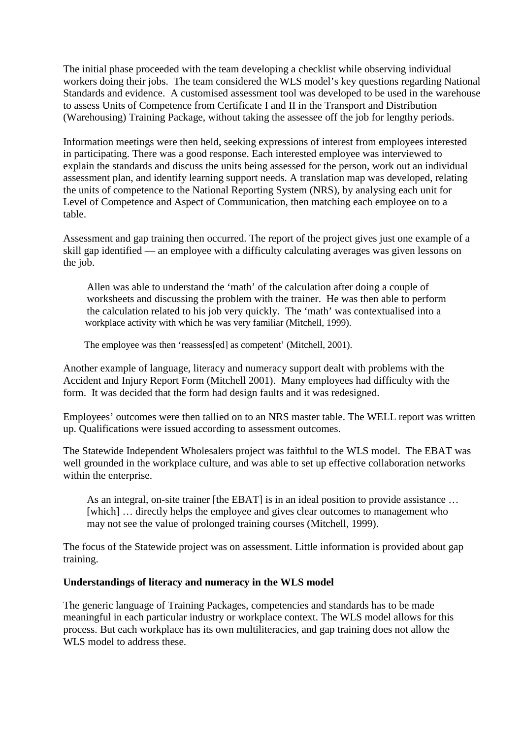The initial phase proceeded with the team developing a checklist while observing individual workers doing their jobs. The team considered the WLS model's key questions regarding National Standards and evidence. A customised assessment tool was developed to be used in the warehouse to assess Units of Competence from Certificate I and II in the Transport and Distribution (Warehousing) Training Package, without taking the assessee off the job for lengthy periods.

Information meetings were then held, seeking expressions of interest from employees interested in participating. There was a good response. Each interested employee was interviewed to explain the standards and discuss the units being assessed for the person, work out an individual assessment plan, and identify learning support needs. A translation map was developed, relating the units of competence to the National Reporting System (NRS), by analysing each unit for Level of Competence and Aspect of Communication, then matching each employee on to a table.

Assessment and gap training then occurred. The report of the project gives just one example of a skill gap identified — an employee with a difficulty calculating averages was given lessons on the job.

> Allen was able to understand the 'math' of the calculation after doing a couple of worksheets and discussing the problem with the trainer. He was then able to perform the calculation related to his job very quickly. The 'math' was contextualised into a workplace activity with which he was very familiar (Mitchell, 1999).

The employee was then 'reassess[ed] as competent' (Mitchell, 2001).

Another example of language, literacy and numeracy support dealt with problems with the Accident and Injury Report Form (Mitchell 2001). Many employees had difficulty with the form. It was decided that the form had design faults and it was redesigned.

Employees' outcomes were then tallied on to an NRS master table. The WELL report was written up. Qualifications were issued according to assessment outcomes.

The Statewide Independent Wholesalers project was faithful to the WLS model. The EBAT was well grounded in the workplace culture, and was able to set up effective collaboration networks within the enterprise.

> As an integral, on-site trainer [the EBAT] is in an ideal position to provide assistance … [which] … directly helps the employee and gives clear outcomes to management who may not see the value of prolonged training courses (Mitchell, 1999).

The focus of the Statewide project was on assessment. Little information is provided about gap training.

**Understandings of literacy and numeracy in the WLS model**

The generic language of Training Packages, competencies and standards has to be made meaningful in each particular industry or workplace context. The WLS model allows for this process. But each workplace has its own multiliteracies, and gap training does not allow the WLS model to address these.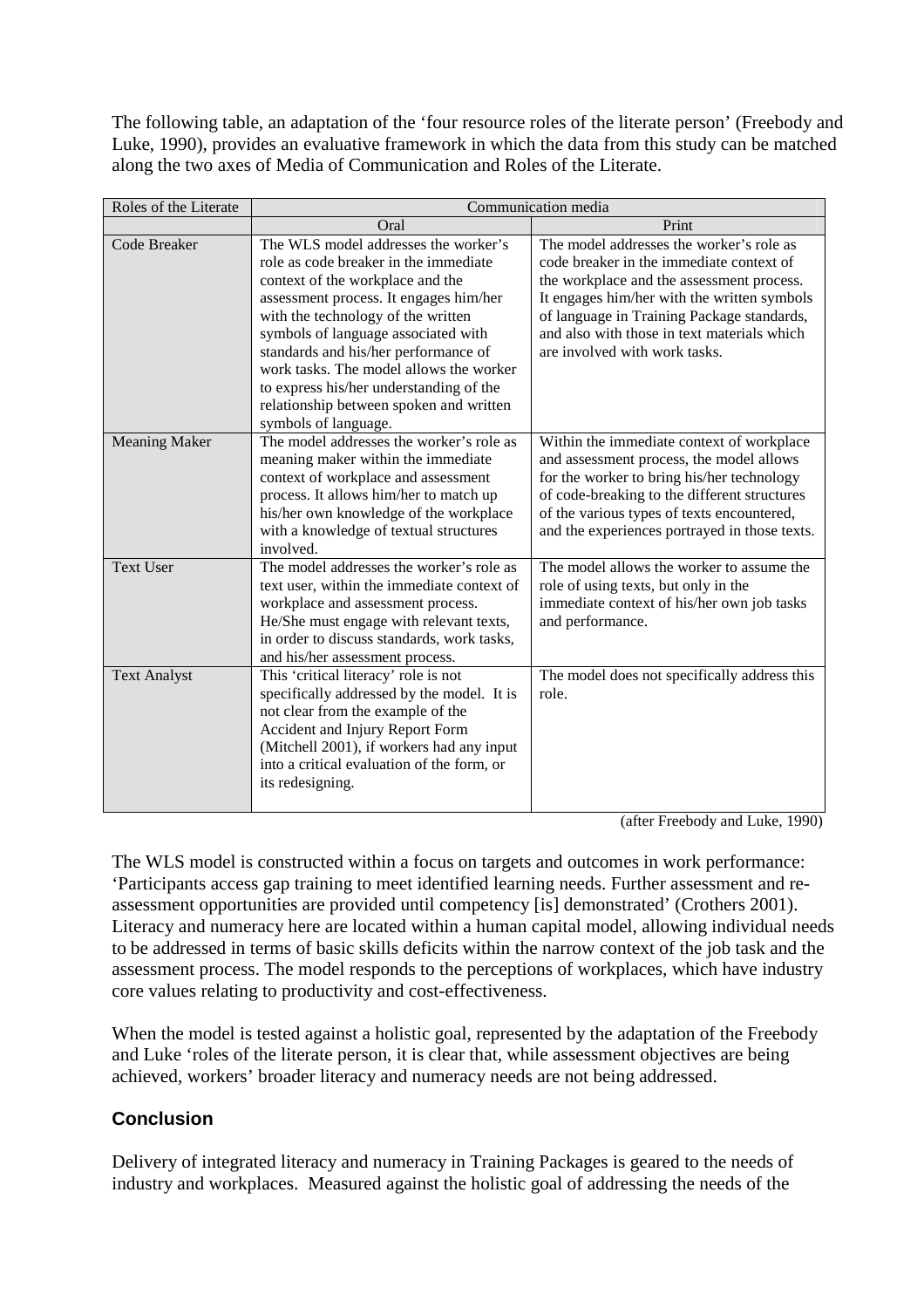The following table, an adaptation of the 'four resource roles of the literate person' (Freebody and Luke, 1990), provides an evaluative framework in which the data from this study can be matched along the two axes of Media of Communication and Roles of the Literate.

| Roles of the Literate | Communication media | |
|---|---|---|
| | Oral | Print |
| Code Breaker | The WLS model addresses the worker's role as code breaker in the immediate context of the workplace and the assessment process. It engages him/her with the technology of the written symbols of language associated with standards and his/her performance of work tasks. The model allows the worker to express his/her understanding of the relationship between spoken and written symbols of language. | The model addresses the worker's role as code breaker in the immediate context of the workplace and the assessment process. It engages him/her with the written symbols of language in Training Package standards, and also with those in text materials which are involved with work tasks. |
| Meaning Maker | The model addresses the worker's role as meaning maker within the immediate context of workplace and assessment process. It allows him/her to match up his/her own knowledge of the workplace with a knowledge of textual structures involved. | Within the immediate context of workplace and assessment process, the model allows for the worker to bring his/her technology of code-breaking to the different structures of the various types of texts encountered, and the experiences portrayed in those texts. |
| Text User | The model addresses the worker's role as text user, within the immediate context of workplace and assessment process. He/She must engage with relevant texts, in order to discuss standards, work tasks, and his/her assessment process. | The model allows the worker to assume the role of using texts, but only in the immediate context of his/her own job tasks and performance. |
| Text Analyst | This 'critical literacy' role is not specifically addressed by the model. It is not clear from the example of the Accident and Injury Report Form (Mitchell 2001), if workers had any input into a critical evaluation of the form, or its redesigning. | The model does not specifically address this role. |

(after Freebody and Luke, 1990)

The WLS model is constructed within a focus on targets and outcomes in work performance: 'Participants access gap training to meet identified learning needs. Further assessment and re-assessment opportunities are provided until competency [is] demonstrated' (Crothers 2001). Literacy and numeracy here are located within a human capital model, allowing individual needs to be addressed in terms of basic skills deficits within the narrow context of the job task and the assessment process. The model responds to the perceptions of workplaces, which have industry core values relating to productivity and cost-effectiveness.

When the model is tested against a holistic goal, represented by the adaptation of the Freebody and Luke 'roles of the literate person, it is clear that, while assessment objectives are being achieved, workers' broader literacy and numeracy needs are not being addressed.

## Conclusion

Delivery of integrated literacy and numeracy in Training Packages is geared to the needs of industry and workplaces. Measured against the holistic goal of addressing the needs of the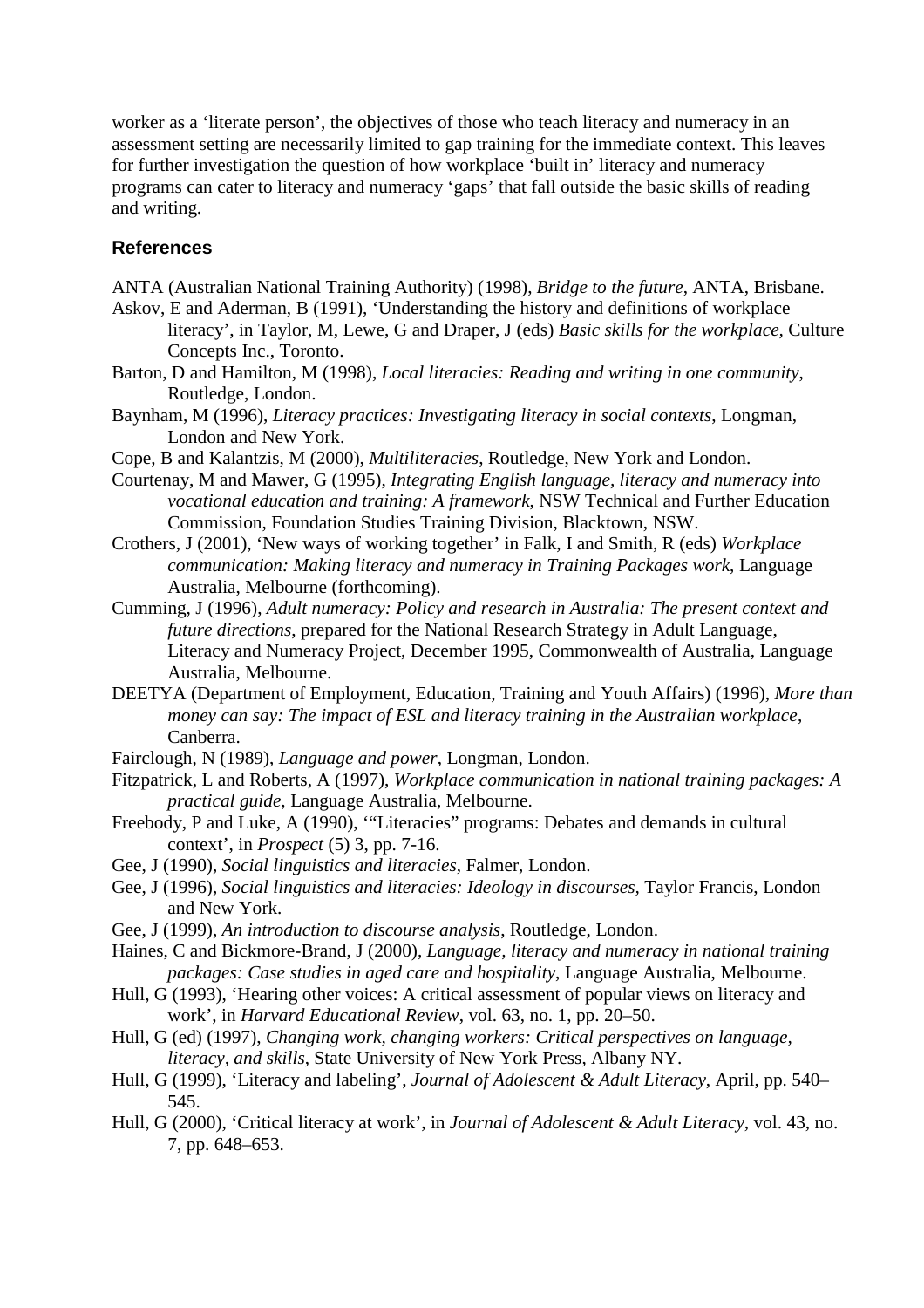worker as a 'literate person', the objectives of those who teach literacy and numeracy in an assessment setting are necessarily limited to gap training for the immediate context. This leaves for further investigation the question of how workplace 'built in' literacy and numeracy programs can cater to literacy and numeracy 'gaps' that fall outside the basic skills of reading and writing.

## References

ANTA (Australian National Training Authority) (1998), *Bridge to the future*, ANTA, Brisbane.

Askov, E and Aderman, B (1991), 'Understanding the history and definitions of workplace literacy', in Taylor, M, Lewe, G and Draper, J (eds) *Basic skills for the workplace*, Culture Concepts Inc., Toronto.

Barton, D and Hamilton, M (1998), *Local literacies: Reading and writing in one community*, Routledge, London.

Baynham, M (1996), *Literacy practices: Investigating literacy in social contexts*, Longman, London and New York.

Cope, B and Kalantzis, M (2000), *Multiliteracies*, Routledge, New York and London.

Courtenay, M and Mawer, G (1995), *Integrating English language, literacy and numeracy into vocational education and training: A framework*, NSW Technical and Further Education Commission, Foundation Studies Training Division, Blacktown, NSW.

Crothers, J (2001), 'New ways of working together' in Falk, I and Smith, R (eds) *Workplace communication: Making literacy and numeracy in Training Packages work*, Language Australia, Melbourne (forthcoming).

Cumming, J (1996), *Adult numeracy: Policy and research in Australia: The present context and future directions*, prepared for the National Research Strategy in Adult Language, Literacy and Numeracy Project, December 1995, Commonwealth of Australia, Language Australia, Melbourne.

DEETYA (Department of Employment, Education, Training and Youth Affairs) (1996), *More than money can say: The impact of ESL and literacy training in the Australian workplace*, Canberra.

Fairclough, N (1989), *Language and power*, Longman, London.

Fitzpatrick, L and Roberts, A (1997), *Workplace communication in national training packages: A practical guide*, Language Australia, Melbourne.

Freebody, P and Luke, A (1990), '"Literacies" programs: Debates and demands in cultural context', in *Prospect* (5) 3, pp. 7-16.

Gee, J (1990), *Social linguistics and literacies*, Falmer, London.

Gee, J (1996), *Social linguistics and literacies: Ideology in discourses*, Taylor Francis, London and New York.

Gee, J (1999), *An introduction to discourse analysis*, Routledge, London.

Haines, C and Bickmore-Brand, J (2000), *Language, literacy and numeracy in national training packages: Case studies in aged care and hospitality*, Language Australia, Melbourne.

Hull, G (1993), 'Hearing other voices: A critical assessment of popular views on literacy and work', in *Harvard Educational Review*, vol. 63, no. 1, pp. 20–50.

Hull, G (ed) (1997), *Changing work, changing workers: Critical perspectives on language, literacy, and skills*, State University of New York Press, Albany NY.

Hull, G (1999), 'Literacy and labeling', *Journal of Adolescent & Adult Literacy*, April, pp. 540–545.

Hull, G (2000), 'Critical literacy at work', in *Journal of Adolescent & Adult Literacy*, vol. 43, no. 7, pp. 648–653.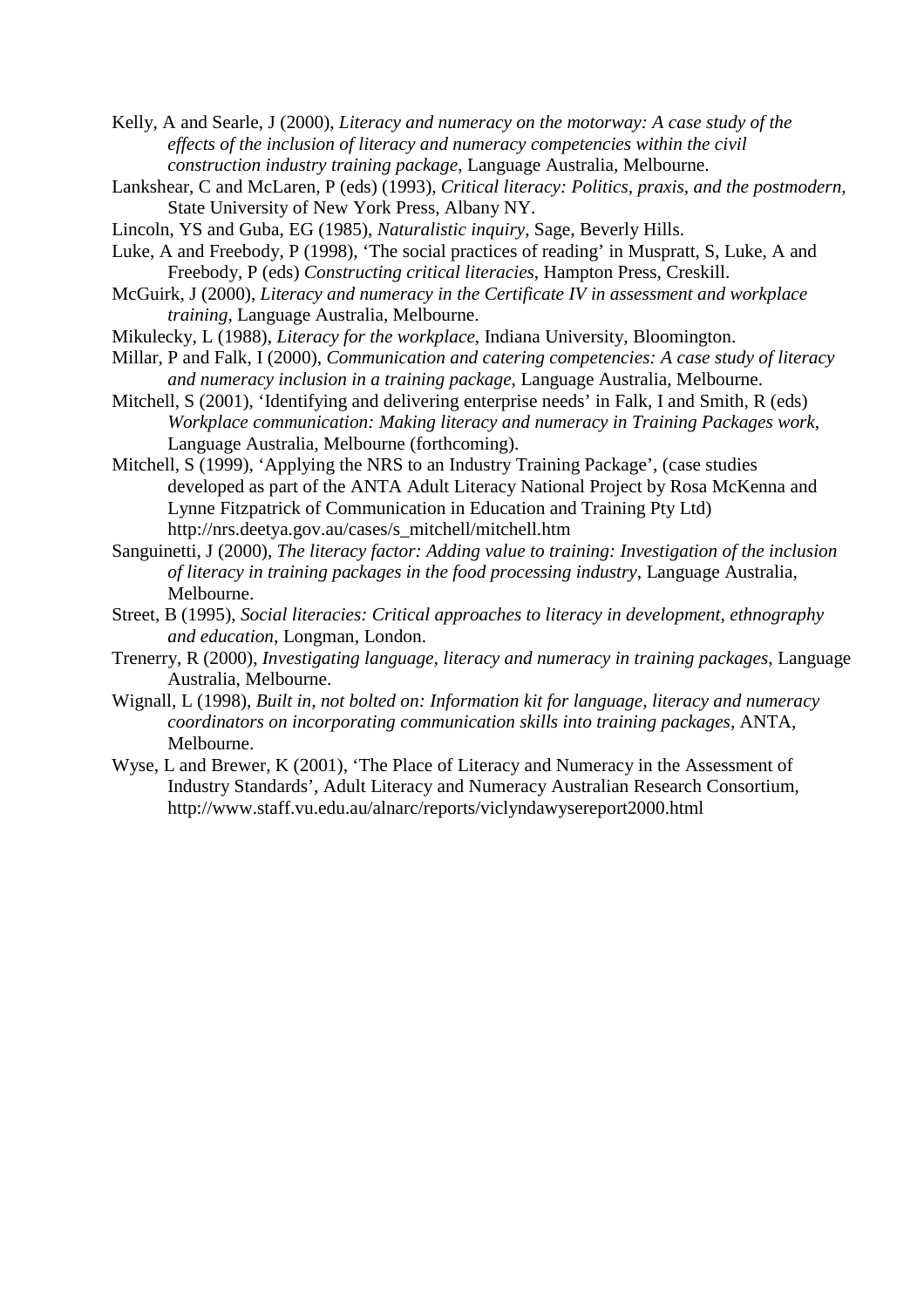Kelly, A and Searle, J (2000), *Literacy and numeracy on the motorway: A case study of the effects of the inclusion of literacy and numeracy competencies within the civil construction industry training package*, Language Australia, Melbourne.

Lankshear, C and McLaren, P (eds) (1993), *Critical literacy: Politics, praxis, and the postmodern*, State University of New York Press, Albany NY.

Lincoln, YS and Guba, EG (1985), *Naturalistic inquiry*, Sage, Beverly Hills.

Luke, A and Freebody, P (1998), 'The social practices of reading' in Muspratt, S, Luke, A and Freebody, P (eds) *Constructing critical literacies*, Hampton Press, Creskill.

McGuirk, J (2000), *Literacy and numeracy in the Certificate IV in assessment and workplace training*, Language Australia, Melbourne.

Mikulecky, L (1988), *Literacy for the workplace*, Indiana University, Bloomington.

Millar, P and Falk, I (2000), *Communication and catering competencies: A case study of literacy and numeracy inclusion in a training package*, Language Australia, Melbourne.

Mitchell, S (2001), 'Identifying and delivering enterprise needs' in Falk, I and Smith, R (eds) *Workplace communication: Making literacy and numeracy in Training Packages work*, Language Australia, Melbourne (forthcoming).

Mitchell, S (1999), 'Applying the NRS to an Industry Training Package', (case studies developed as part of the ANTA Adult Literacy National Project by Rosa McKenna and Lynne Fitzpatrick of Communication in Education and Training Pty Ltd) http://nrs.deetya.gov.au/cases/s_mitchell/mitchell.htm

Sanguinetti, J (2000), *The literacy factor: Adding value to training: Investigation of the inclusion of literacy in training packages in the food processing industry*, Language Australia, Melbourne.

Street, B (1995), *Social literacies: Critical approaches to literacy in development, ethnography and education*, Longman, London.

Trenerry, R (2000), *Investigating language, literacy and numeracy in training packages*, Language Australia, Melbourne.

Wignall, L (1998), *Built in, not bolted on: Information kit for language, literacy and numeracy coordinators on incorporating communication skills into training packages*, ANTA, Melbourne.

Wyse, L and Brewer, K (2001), 'The Place of Literacy and Numeracy in the Assessment of Industry Standards', Adult Literacy and Numeracy Australian Research Consortium, http://www.staff.vu.edu.au/alnarc/reports/viclyndawysereport2000.html